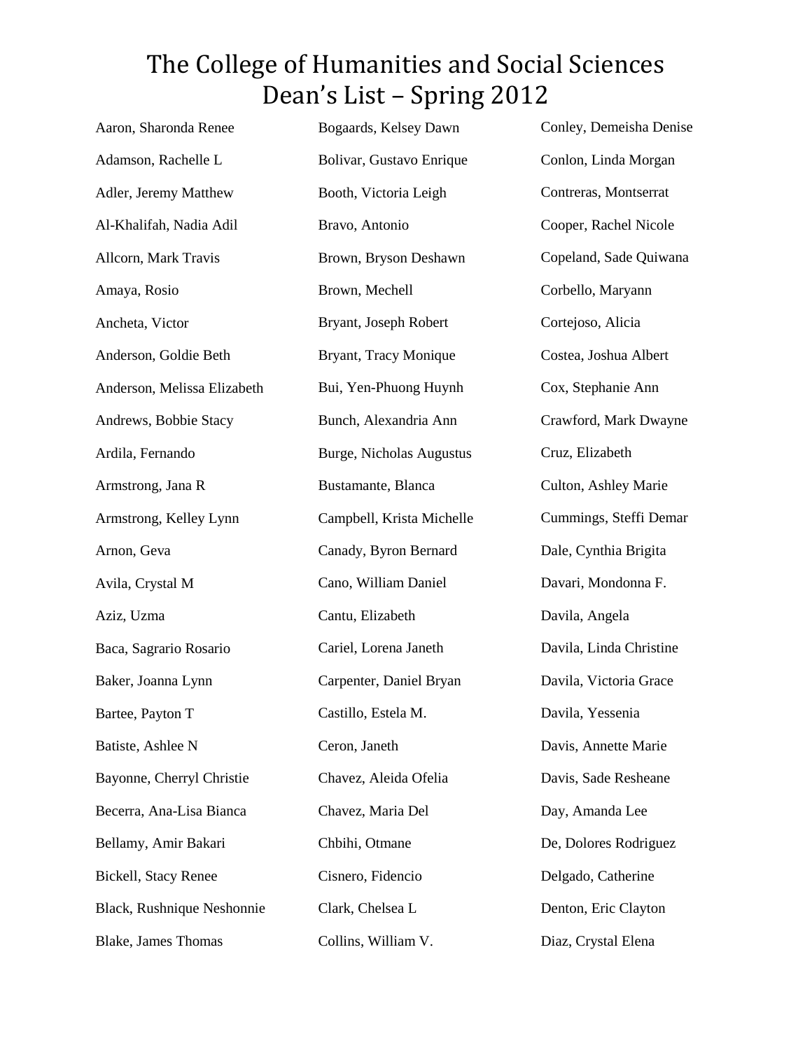# The College of Humanities and Social Sciences Dean's List – Spring 2012

Aaron, Sharonda Renee

Adamson, Rachelle L

Adler, Jeremy Matthew

Al-Khalifah, Nadia Adil

Allcorn, Mark Travis

Amaya, Rosio

Ancheta, Victor

Anderson, Goldie Beth

Anderson, Melissa Elizabeth

Andrews, Bobbie Stacy

Ardila, Fernando

Armstrong, Jana R

Armstrong, Kelley Lynn

Arnon, Geva

Avila, Crystal M

Aziz, Uzma

Baca, Sagrario Rosario

Baker, Joanna Lynn

Bartee, Payton T

Batiste, Ashlee N

Bayonne, Cherryl Christie

Becerra, Ana-Lisa Bianca

Bellamy, Amir Bakari

Bickell, Stacy Renee

Black, Rushnique Neshonnie

Blake, James Thomas

Bogaards, Kelsey Dawn

Bolivar, Gustavo Enrique

Booth, Victoria Leigh

Bravo, Antonio

Brown, Bryson Deshawn

Brown, Mechell

Bryant, Joseph Robert

Bryant, Tracy Monique

Bui, Yen-Phuong Huynh

Bunch, Alexandria Ann

Burge, Nicholas Augustus

Bustamante, Blanca

Campbell, Krista Michelle

Canady, Byron Bernard

Cano, William Daniel

Cantu, Elizabeth

Cariel, Lorena Janeth

Carpenter, Daniel Bryan

Castillo, Estela M.

Ceron, Janeth

Chavez, Aleida Ofelia

Chavez, Maria Del

Chbihi, Otmane

Cisnero, Fidencio

Clark, Chelsea L

Collins, William V.

Conley, Demeisha Denise

Conlon, Linda Morgan

Contreras, Montserrat

Cooper, Rachel Nicole

Copeland, Sade Quiwana

Corbello, Maryann

Cortejoso, Alicia

Costea, Joshua Albert

Cox, Stephanie Ann

Crawford, Mark Dwayne

Cruz, Elizabeth

Culton, Ashley Marie

Cummings, Steffi Demar

Dale, Cynthia Brigita

Davari, Mondonna F.

Davila, Angela

Davila, Linda Christine

Davila, Victoria Grace

Davila, Yessenia

Davis, Annette Marie

Davis, Sade Resheane

Day, Amanda Lee

De, Dolores Rodriguez

Delgado, Catherine

Denton, Eric Clayton

Diaz, Crystal Elena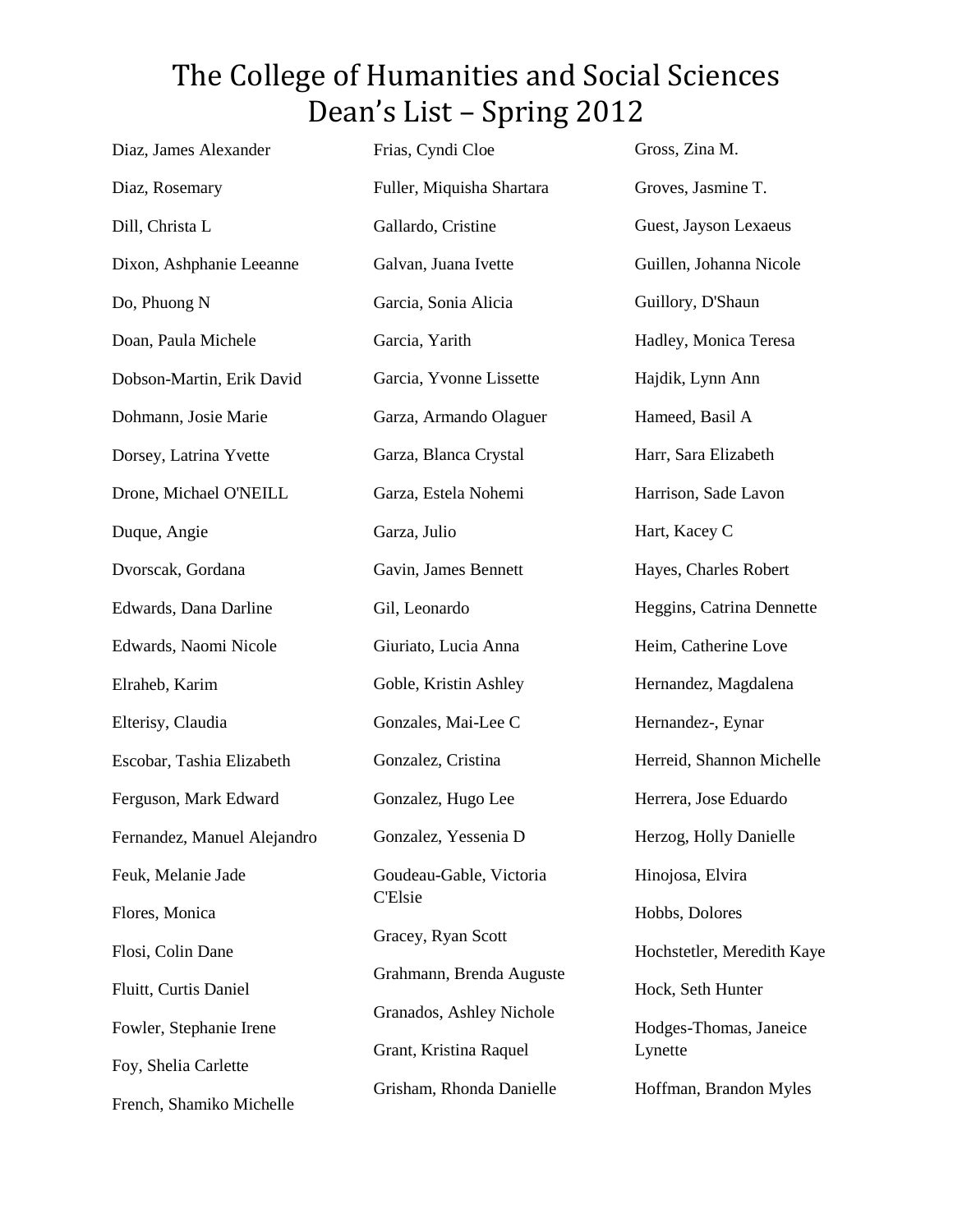# The College of Humanities and Social Sciences Dean's List – Spring 2012

Diaz, James Alexander

Diaz, Rosemary

Dill, Christa L

Dixon, Ashphanie Leeanne

Do, Phuong N

Doan, Paula Michele

Dobson-Martin, Erik David

Dohmann, Josie Marie

Dorsey, Latrina Yvette

Drone, Michael O'NEILL

Duque, Angie

Dvorscak, Gordana

Edwards, Dana Darline

Edwards, Naomi Nicole

Elraheb, Karim

Elterisy, Claudia

Escobar, Tashia Elizabeth

Ferguson, Mark Edward

Fernandez, Manuel Alejandro

Feuk, Melanie Jade

Flores, Monica

Flosi, Colin Dane

Fluitt, Curtis Daniel

Fowler, Stephanie Irene

Foy, Shelia Carlette

French, Shamiko Michelle

Frias, Cyndi Cloe

Fuller, Miquisha Shartara

Gallardo, Cristine

Galvan, Juana Ivette

Garcia, Sonia Alicia

Garcia, Yarith

Garcia, Yvonne Lissette

Garza, Armando Olaguer

Garza, Blanca Crystal

Garza, Estela Nohemi

Garza, Julio

Gavin, James Bennett

Gil, Leonardo

Giuriato, Lucia Anna

Goble, Kristin Ashley

Gonzales, Mai-Lee C

Gonzalez, Cristina

Gonzalez, Hugo Lee

Gonzalez, Yessenia D

Goudeau-Gable, Victoria C'Elsie

Gracey, Ryan Scott

Grahmann, Brenda Auguste

Granados, Ashley Nichole

Grant, Kristina Raquel

Grisham, Rhonda Danielle

Gross, Zina M.

Groves, Jasmine T.

Guest, Jayson Lexaeus

Guillen, Johanna Nicole

Guillory, D'Shaun

Hadley, Monica Teresa

Hajdik, Lynn Ann

Hameed, Basil A

Harr, Sara Elizabeth

Harrison, Sade Lavon

Hart, Kacey C

Hayes, Charles Robert

Heggins, Catrina Dennette

Heim, Catherine Love

Hernandez, Magdalena

Hernandez-, Eynar

Herreid, Shannon Michelle

Herrera, Jose Eduardo

Herzog, Holly Danielle

Hinojosa, Elvira

Hobbs, Dolores

Hochstetler, Meredith Kaye

Hock, Seth Hunter

Hodges-Thomas, Janeice Lynette

Hoffman, Brandon Myles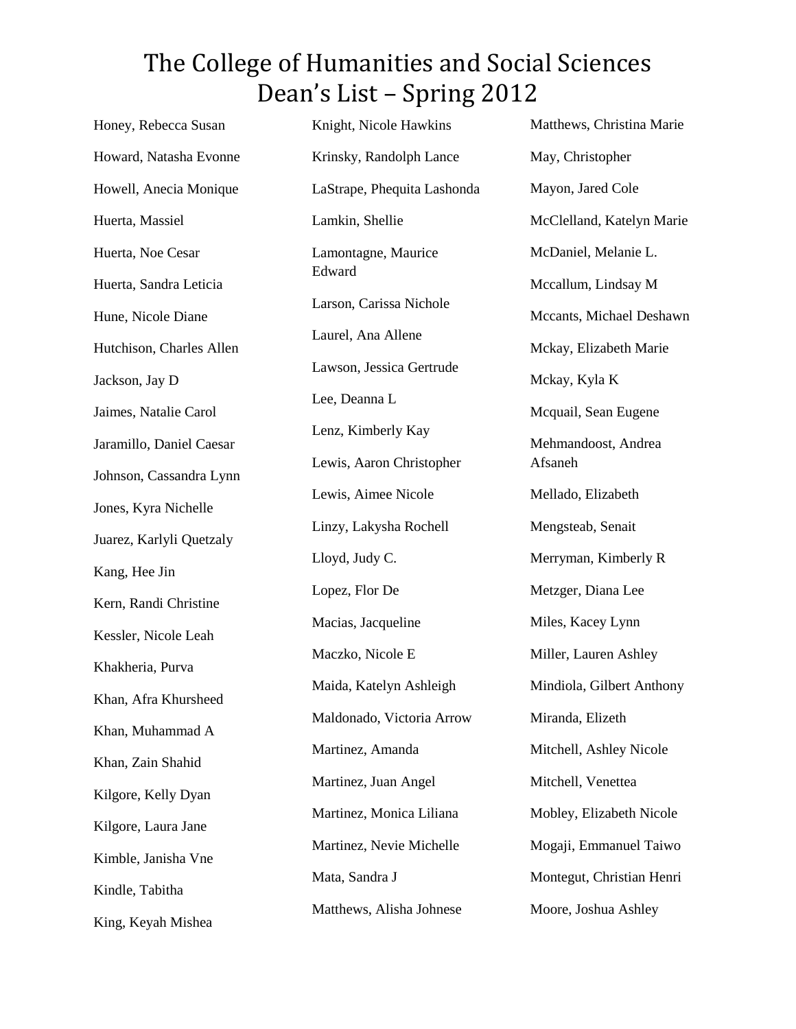# The College of Humanities and Social Sciences Dean's List – Spring 2012

Honey, Rebecca Susan

Howard, Natasha Evonne

Howell, Anecia Monique

Huerta, Massiel

Huerta, Noe Cesar

Huerta, Sandra Leticia

Hune, Nicole Diane

Hutchison, Charles Allen

Jackson, Jay D

Jaimes, Natalie Carol

Jaramillo, Daniel Caesar

Johnson, Cassandra Lynn

Jones, Kyra Nichelle

Juarez, Karlyli Quetzaly

Kang, Hee Jin

Kern, Randi Christine

Kessler, Nicole Leah

Khakheria, Purva

Khan, Afra Khursheed

Khan, Muhammad A

Khan, Zain Shahid

Kilgore, Kelly Dyan

Kilgore, Laura Jane

Kimble, Janisha Vne

Kindle, Tabitha

King, Keyah Mishea

Knight, Nicole Hawkins

Krinsky, Randolph Lance

LaStrape, Phequita Lashonda

Lamkin, Shellie

Lamontagne, Maurice Edward

Larson, Carissa Nichole

Laurel, Ana Allene

Lawson, Jessica Gertrude

Lee, Deanna L

Lenz, Kimberly Kay

Lewis, Aaron Christopher

Lewis, Aimee Nicole

Linzy, Lakysha Rochell

Lloyd, Judy C.

Lopez, Flor De

Macias, Jacqueline

Maczko, Nicole E

Maida, Katelyn Ashleigh

Maldonado, Victoria Arrow

Martinez, Amanda

Martinez, Juan Angel

Martinez, Monica Liliana

Martinez, Nevie Michelle

Mata, Sandra J

Matthews, Alisha Johnese

Matthews, Christina Marie

May, Christopher

Mayon, Jared Cole

McClelland, Katelyn Marie

McDaniel, Melanie L.

Mccallum, Lindsay M

Mccants, Michael Deshawn

Mckay, Elizabeth Marie

Mckay, Kyla K

Mcquail, Sean Eugene

Mehmandoost, Andrea Afsaneh

Mellado, Elizabeth

Mengsteab, Senait

Merryman, Kimberly R

Metzger, Diana Lee

Miles, Kacey Lynn

Miller, Lauren Ashley

Mindiola, Gilbert Anthony

Miranda, Elizeth

Mitchell, Ashley Nicole

Mitchell, Venettea

Mobley, Elizabeth Nicole

Mogaji, Emmanuel Taiwo

Montegut, Christian Henri

Moore, Joshua Ashley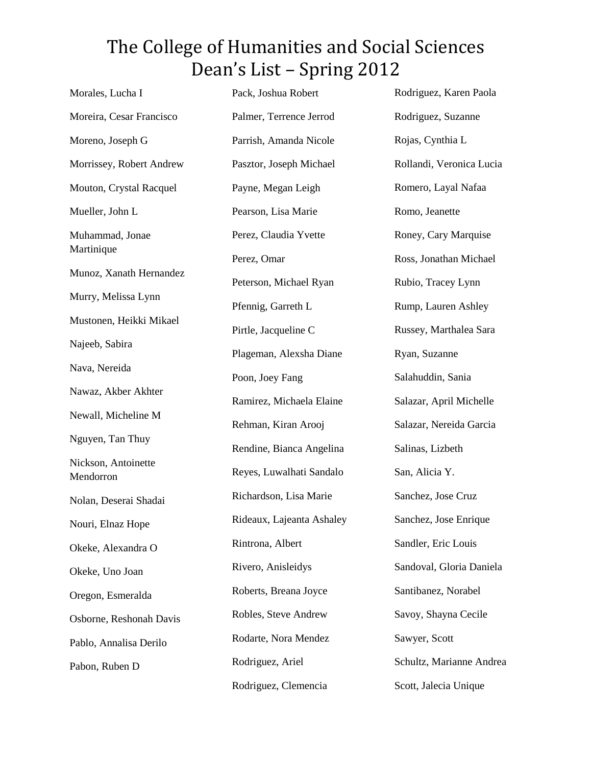# The College of Humanities and Social Sciences Dean's List – Spring 2012

Morales, Lucha I

Moreira, Cesar Francisco

Moreno, Joseph G

Morrissey, Robert Andrew

Mouton, Crystal Racquel

Mueller, John L

Muhammad, Jonae Martinique

Munoz, Xanath Hernandez

Murry, Melissa Lynn

Mustonen, Heikki Mikael

Najeeb, Sabira

Nava, Nereida

Nawaz, Akber Akhter

Newall, Micheline M

Nguyen, Tan Thuy

Nickson, Antoinette Mendorron

Nolan, Deserai Shadai

Nouri, Elnaz Hope

Okeke, Alexandra O

Okeke, Uno Joan

Oregon, Esmeralda

Osborne, Reshonah Davis

Pablo, Annalisa Derilo

Pabon, Ruben D

Pack, Joshua Robert

Palmer, Terrence Jerrod

Parrish, Amanda Nicole

Pasztor, Joseph Michael

Payne, Megan Leigh

Pearson, Lisa Marie

Perez, Claudia Yvette

Perez, Omar

Peterson, Michael Ryan

Pfennig, Garreth L

Pirtle, Jacqueline C

Plageman, Alexsha Diane

Poon, Joey Fang

Ramirez, Michaela Elaine

Rehman, Kiran Arooj

Rendine, Bianca Angelina

Reyes, Luwalhati Sandalo

Richardson, Lisa Marie

Rideaux, Lajeanta Ashaley

Rintrona, Albert

Rivero, Anisleidys

Roberts, Breana Joyce

Robles, Steve Andrew

Rodarte, Nora Mendez

Rodriguez, Ariel

Rodriguez, Clemencia

Rodriguez, Karen Paola

Rodriguez, Suzanne

Rojas, Cynthia L

Rollandi, Veronica Lucia

Romero, Layal Nafaa

Romo, Jeanette

Roney, Cary Marquise

Ross, Jonathan Michael

Rubio, Tracey Lynn

Rump, Lauren Ashley

Russey, Marthalea Sara

Ryan, Suzanne

Salahuddin, Sania

Salazar, April Michelle

Salazar, Nereida Garcia

Salinas, Lizbeth

San, Alicia Y.

Sanchez, Jose Cruz

Sanchez, Jose Enrique

Sandler, Eric Louis

Sandoval, Gloria Daniela

Santibanez, Norabel

Savoy, Shayna Cecile

Sawyer, Scott

Schultz, Marianne Andrea

Scott, Jalecia Unique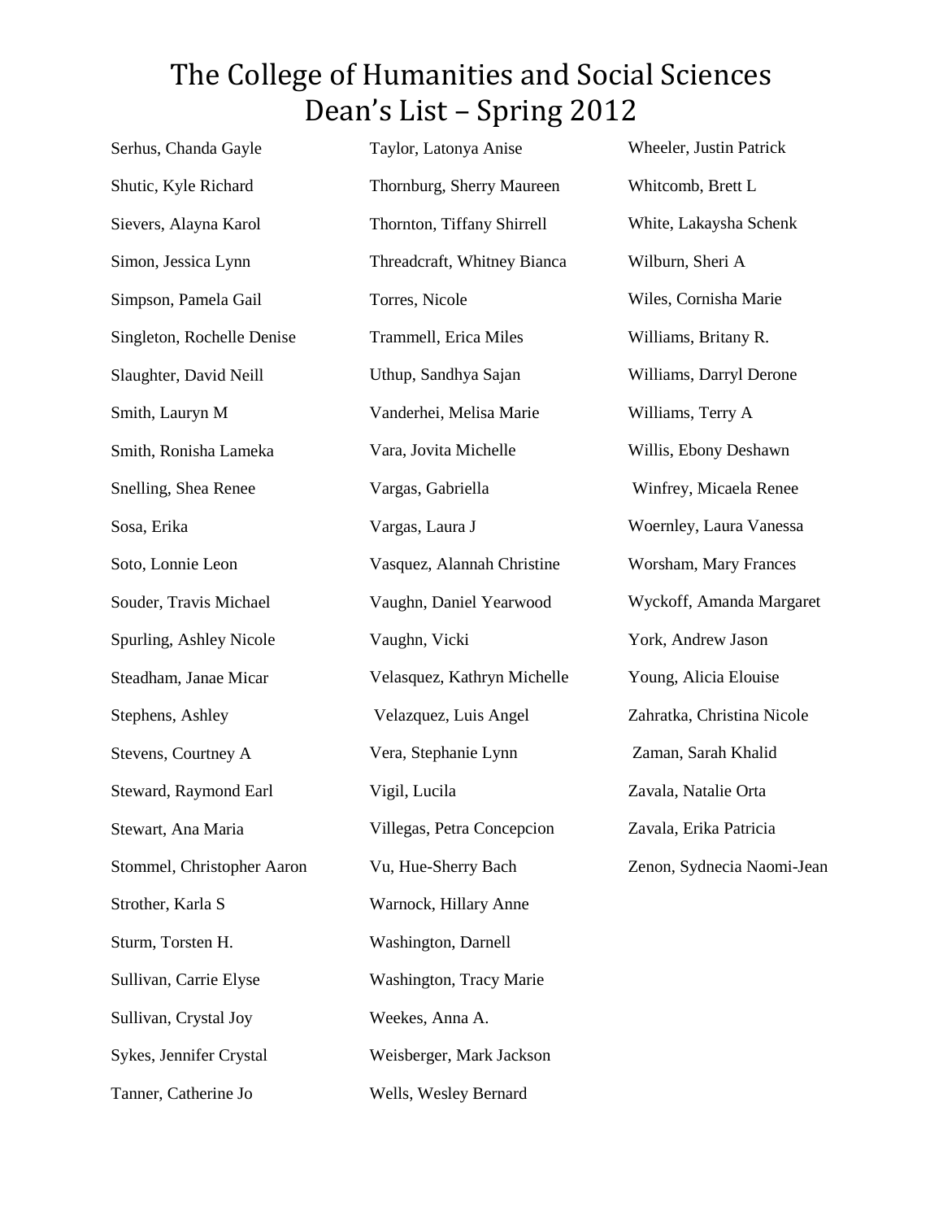# The College of Humanities and Social Sciences Dean's List – Spring 2012

Serhus, Chanda Gayle

Shutic, Kyle Richard

Sievers, Alayna Karol

Simon, Jessica Lynn

Simpson, Pamela Gail

Singleton, Rochelle Denise

Slaughter, David Neill

Smith, Lauryn M

Smith, Ronisha Lameka

Snelling, Shea Renee

Sosa, Erika

Soto, Lonnie Leon

Souder, Travis Michael

Spurling, Ashley Nicole

Steadham, Janae Micar

Stephens, Ashley

Stevens, Courtney A

Steward, Raymond Earl

Stewart, Ana Maria

Stommel, Christopher Aaron

Strother, Karla S

Sturm, Torsten H.

Sullivan, Carrie Elyse

Sullivan, Crystal Joy

Sykes, Jennifer Crystal

Tanner, Catherine Jo

Taylor, Latonya Anise

Thornburg, Sherry Maureen

Thornton, Tiffany Shirrell

Threadcraft, Whitney Bianca

Torres, Nicole

Trammell, Erica Miles

Uthup, Sandhya Sajan

Vanderhei, Melisa Marie

Vara, Jovita Michelle

Vargas, Gabriella

Vargas, Laura J

Vasquez, Alannah Christine

Vaughn, Daniel Yearwood

Vaughn, Vicki

Velasquez, Kathryn Michelle

Velazquez, Luis Angel

Vera, Stephanie Lynn

Vigil, Lucila

Villegas, Petra Concepcion

Vu, Hue-Sherry Bach

Warnock, Hillary Anne

Washington, Darnell

Washington, Tracy Marie

Weekes, Anna A.

Weisberger, Mark Jackson

Wells, Wesley Bernard

Wheeler, Justin Patrick

Whitcomb, Brett L

White, Lakaysha Schenk

Wilburn, Sheri A

Wiles, Cornisha Marie

Williams, Britany R.

Williams, Darryl Derone

Williams, Terry A

Willis, Ebony Deshawn

Winfrey, Micaela Renee

Woernley, Laura Vanessa

Worsham, Mary Frances

Wyckoff, Amanda Margaret

York, Andrew Jason

Young, Alicia Elouise

Zahratka, Christina Nicole

Zaman, Sarah Khalid

Zavala, Natalie Orta

Zavala, Erika Patricia

Zenon, Sydnecia Naomi-Jean